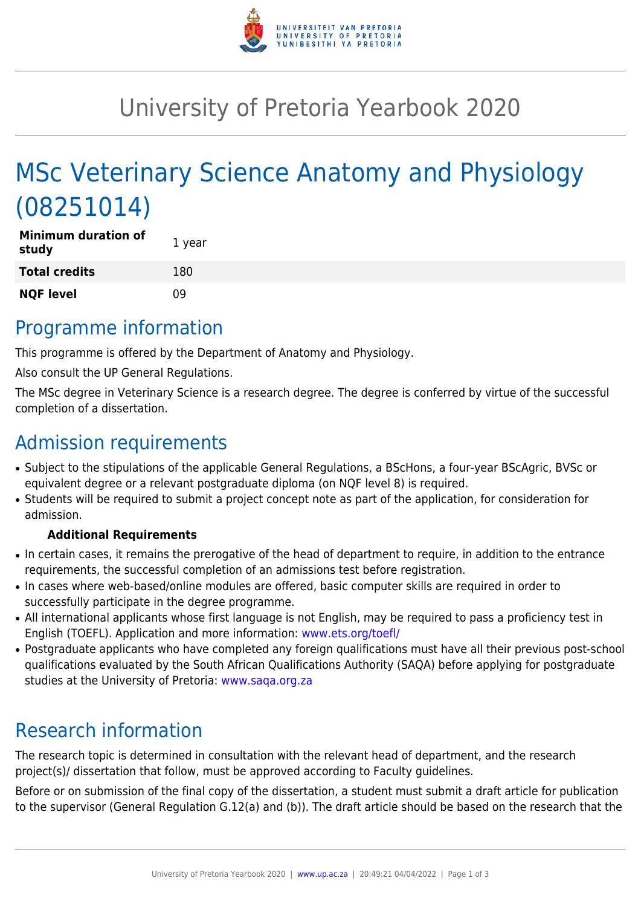# University of Pretoria Yearbook 2020

# MSc Veterinary Science Anatomy and Physiology (08251014)

| | |
|---|---|
| **Minimum duration of study** | 1 year |
| **Total credits** | 180 |
| **NQF level** | 09 |

## Programme information

This programme is offered by the Department of Anatomy and Physiology.

Also consult the UP General Regulations.

The MSc degree in Veterinary Science is a research degree. The degree is conferred by virtue of the successful completion of a dissertation.

## Admission requirements

- Subject to the stipulations of the applicable General Regulations, a BScHons, a four-year BScAgric, BVSc or equivalent degree or a relevant postgraduate diploma (on NQF level 8) is required.
- Students will be required to submit a project concept note as part of the application, for consideration for admission.

**Additional Requirements**

- In certain cases, it remains the prerogative of the head of department to require, in addition to the entrance requirements, the successful completion of an admissions test before registration.
- In cases where web-based/online modules are offered, basic computer skills are required in order to successfully participate in the degree programme.
- All international applicants whose first language is not English, may be required to pass a proficiency test in English (TOEFL). Application and more information: www.ets.org/toefl/
- Postgraduate applicants who have completed any foreign qualifications must have all their previous post-school qualifications evaluated by the South African Qualifications Authority (SAQA) before applying for postgraduate studies at the University of Pretoria: www.saqa.org.za

## Research information

The research topic is determined in consultation with the relevant head of department, and the research project(s)/ dissertation that follow, must be approved according to Faculty guidelines.

Before or on submission of the final copy of the dissertation, a student must submit a draft article for publication to the supervisor (General Regulation G.12(a) and (b)). The draft article should be based on the research that the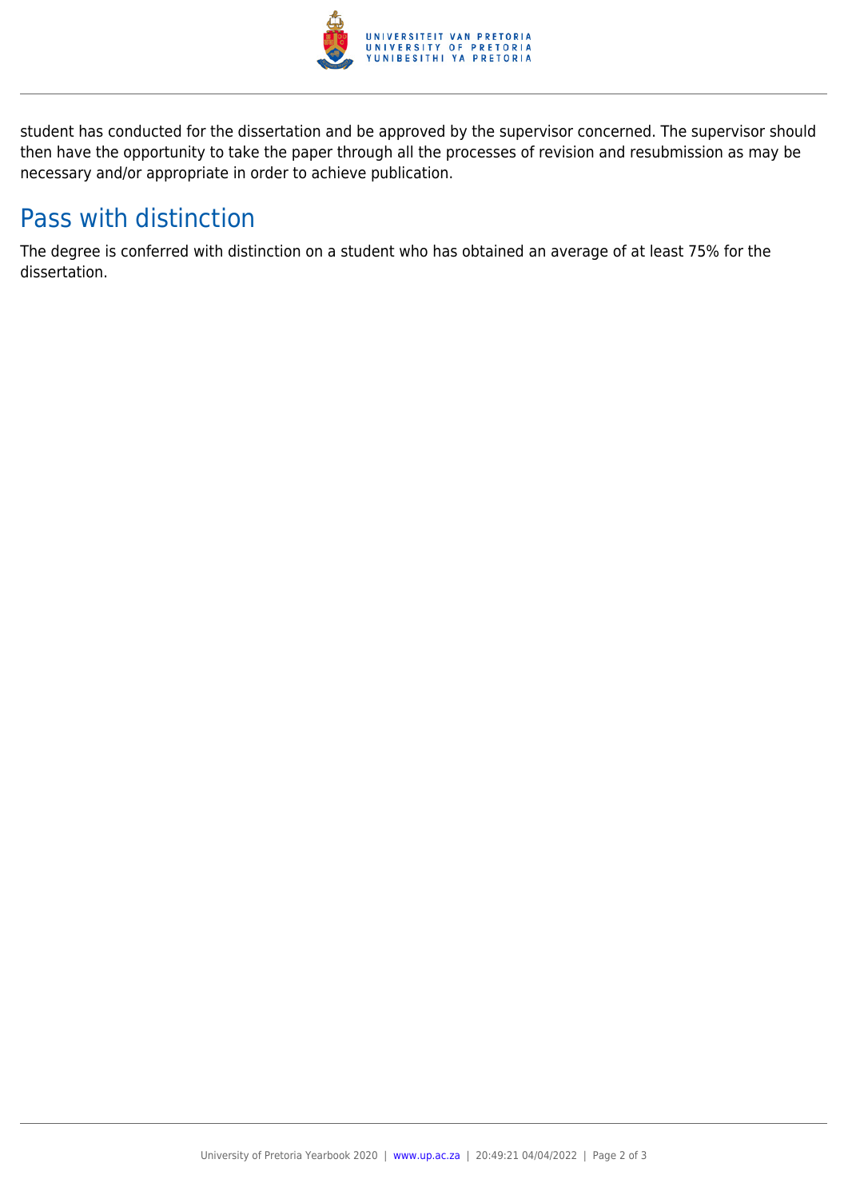student has conducted for the dissertation and be approved by the supervisor concerned. The supervisor should then have the opportunity to take the paper through all the processes of revision and resubmission as may be necessary and/or appropriate in order to achieve publication.

## Pass with distinction

The degree is conferred with distinction on a student who has obtained an average of at least 75% for the dissertation.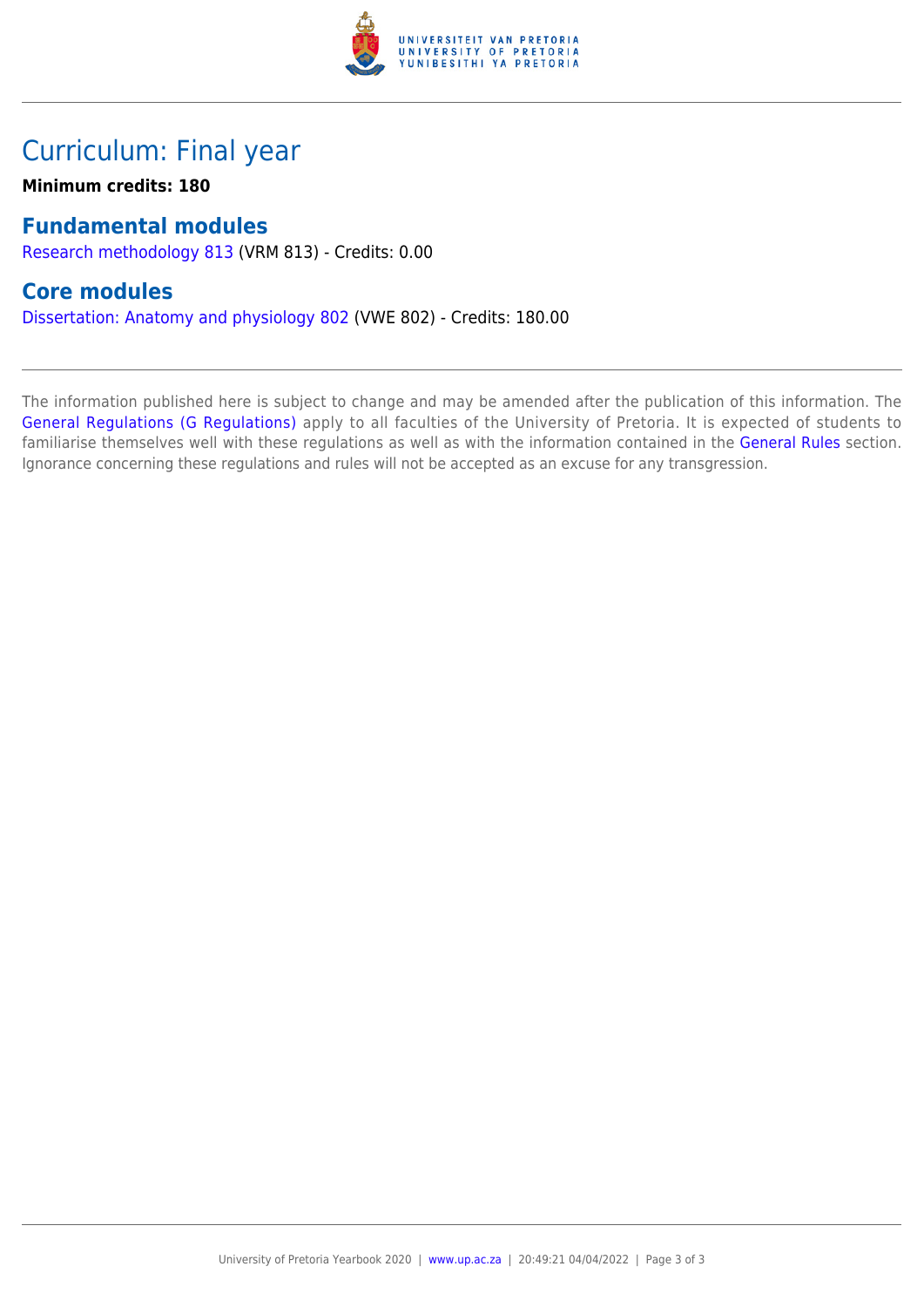# Curriculum: Final year

**Minimum credits: 180**

## Fundamental modules

Research methodology 813 (VRM 813) - Credits: 0.00

## Core modules

Dissertation: Anatomy and physiology 802 (VWE 802) - Credits: 180.00

The information published here is subject to change and may be amended after the publication of this information. The General Regulations (G Regulations) apply to all faculties of the University of Pretoria. It is expected of students to familiarise themselves well with these regulations as well as with the information contained in the General Rules section. Ignorance concerning these regulations and rules will not be accepted as an excuse for any transgression.